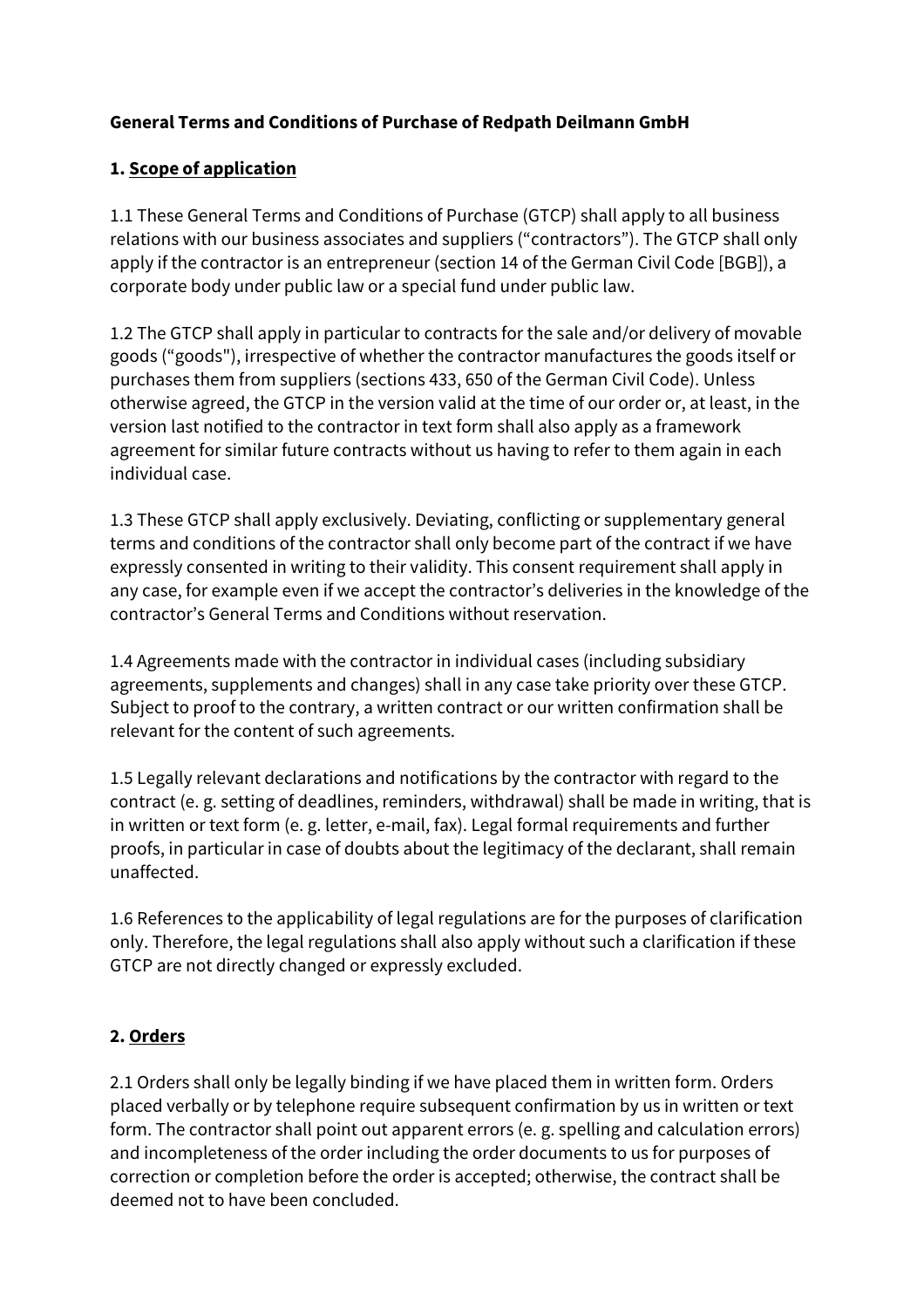**General Terms and Conditions of Purchase of Redpath Deilmann GmbH**

## 1. Scope of application

1.1 These General Terms and Conditions of Purchase (GTCP) shall apply to all business relations with our business associates and suppliers ("contractors"). The GTCP shall only apply if the contractor is an entrepreneur (section 14 of the German Civil Code [BGB]), a corporate body under public law or a special fund under public law.

1.2 The GTCP shall apply in particular to contracts for the sale and/or delivery of movable goods ("goods"), irrespective of whether the contractor manufactures the goods itself or purchases them from suppliers (sections 433, 650 of the German Civil Code). Unless otherwise agreed, the GTCP in the version valid at the time of our order or, at least, in the version last notified to the contractor in text form shall also apply as a framework agreement for similar future contracts without us having to refer to them again in each individual case.

1.3 These GTCP shall apply exclusively. Deviating, conflicting or supplementary general terms and conditions of the contractor shall only become part of the contract if we have expressly consented in writing to their validity. This consent requirement shall apply in any case, for example even if we accept the contractor's deliveries in the knowledge of the contractor's General Terms and Conditions without reservation.

1.4 Agreements made with the contractor in individual cases (including subsidiary agreements, supplements and changes) shall in any case take priority over these GTCP. Subject to proof to the contrary, a written contract or our written confirmation shall be relevant for the content of such agreements.

1.5 Legally relevant declarations and notifications by the contractor with regard to the contract (e. g. setting of deadlines, reminders, withdrawal) shall be made in writing, that is in written or text form (e. g. letter, e-mail, fax). Legal formal requirements and further proofs, in particular in case of doubts about the legitimacy of the declarant, shall remain unaffected.

1.6 References to the applicability of legal regulations are for the purposes of clarification only. Therefore, the legal regulations shall also apply without such a clarification if these GTCP are not directly changed or expressly excluded.

## 2. Orders

2.1 Orders shall only be legally binding if we have placed them in written form. Orders placed verbally or by telephone require subsequent confirmation by us in written or text form. The contractor shall point out apparent errors (e. g. spelling and calculation errors) and incompleteness of the order including the order documents to us for purposes of correction or completion before the order is accepted; otherwise, the contract shall be deemed not to have been concluded.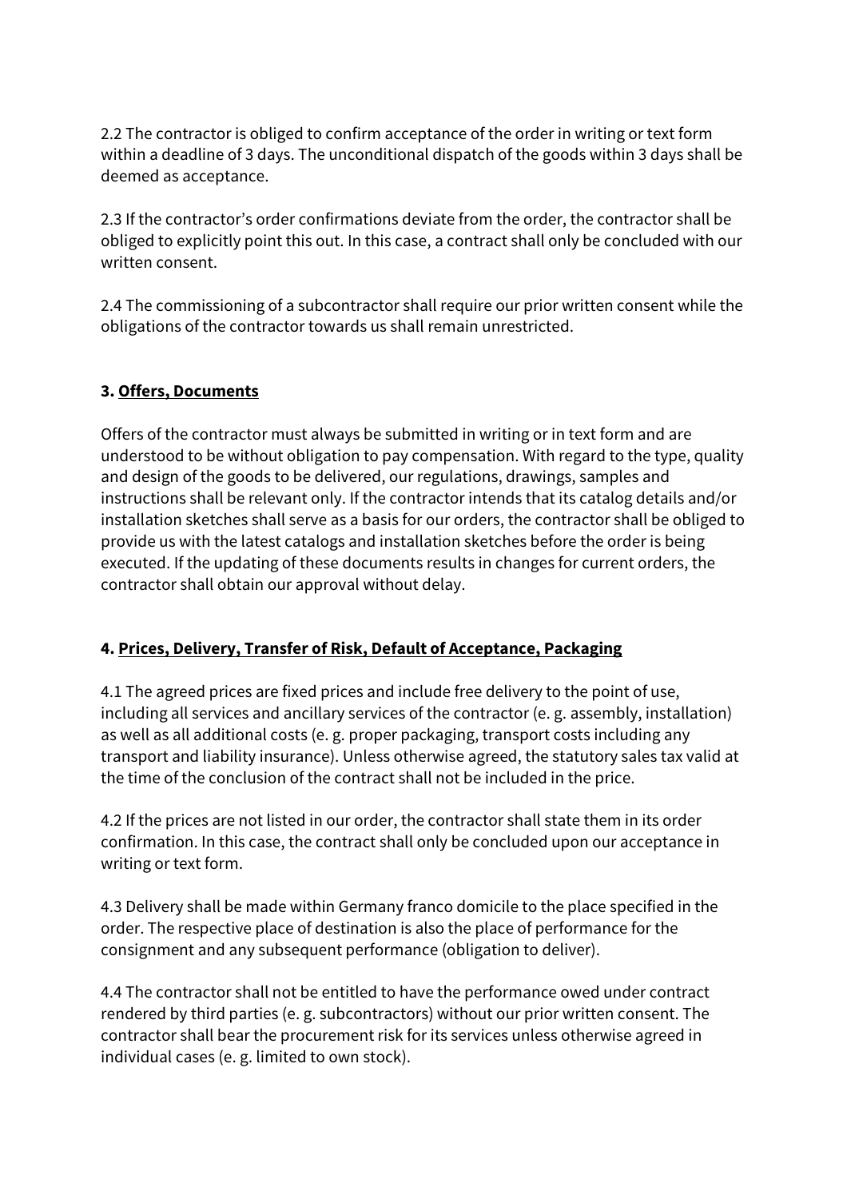2.2 The contractor is obliged to confirm acceptance of the order in writing or text form within a deadline of 3 days. The unconditional dispatch of the goods within 3 days shall be deemed as acceptance.

2.3 If the contractor's order confirmations deviate from the order, the contractor shall be obliged to explicitly point this out. In this case, a contract shall only be concluded with our written consent.

2.4 The commissioning of a subcontractor shall require our prior written consent while the obligations of the contractor towards us shall remain unrestricted.

### 3. Offers, Documents

Offers of the contractor must always be submitted in writing or in text form and are understood to be without obligation to pay compensation. With regard to the type, quality and design of the goods to be delivered, our regulations, drawings, samples and instructions shall be relevant only. If the contractor intends that its catalog details and/or installation sketches shall serve as a basis for our orders, the contractor shall be obliged to provide us with the latest catalogs and installation sketches before the order is being executed. If the updating of these documents results in changes for current orders, the contractor shall obtain our approval without delay.

### 4. Prices, Delivery, Transfer of Risk, Default of Acceptance, Packaging

4.1 The agreed prices are fixed prices and include free delivery to the point of use, including all services and ancillary services of the contractor (e. g. assembly, installation) as well as all additional costs (e. g. proper packaging, transport costs including any transport and liability insurance). Unless otherwise agreed, the statutory sales tax valid at the time of the conclusion of the contract shall not be included in the price.

4.2 If the prices are not listed in our order, the contractor shall state them in its order confirmation. In this case, the contract shall only be concluded upon our acceptance in writing or text form.

4.3 Delivery shall be made within Germany franco domicile to the place specified in the order. The respective place of destination is also the place of performance for the consignment and any subsequent performance (obligation to deliver).

4.4 The contractor shall not be entitled to have the performance owed under contract rendered by third parties (e. g. subcontractors) without our prior written consent. The contractor shall bear the procurement risk for its services unless otherwise agreed in individual cases (e. g. limited to own stock).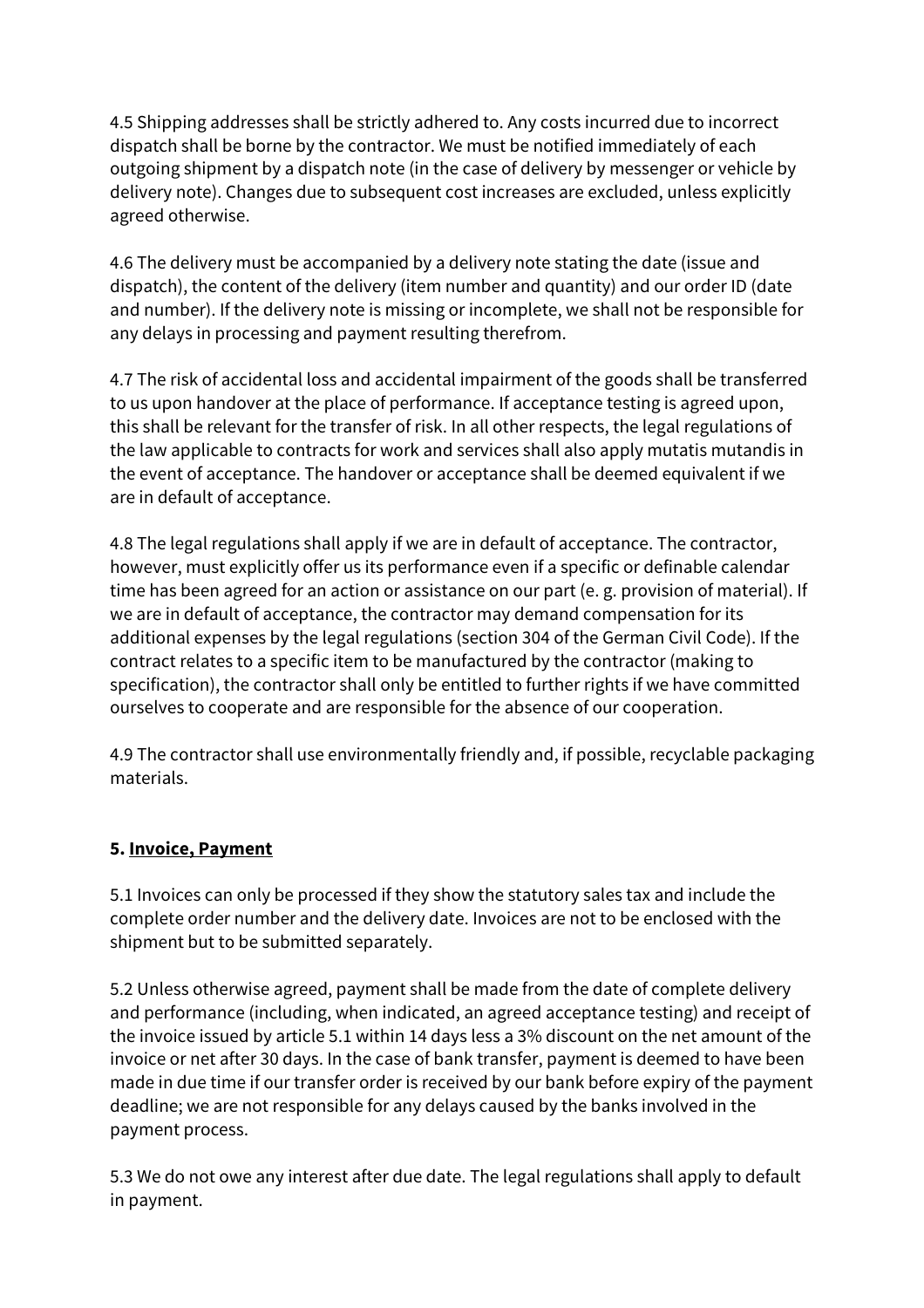4.5 Shipping addresses shall be strictly adhered to. Any costs incurred due to incorrect dispatch shall be borne by the contractor. We must be notified immediately of each outgoing shipment by a dispatch note (in the case of delivery by messenger or vehicle by delivery note). Changes due to subsequent cost increases are excluded, unless explicitly agreed otherwise.

4.6 The delivery must be accompanied by a delivery note stating the date (issue and dispatch), the content of the delivery (item number and quantity) and our order ID (date and number). If the delivery note is missing or incomplete, we shall not be responsible for any delays in processing and payment resulting therefrom.

4.7 The risk of accidental loss and accidental impairment of the goods shall be transferred to us upon handover at the place of performance. If acceptance testing is agreed upon, this shall be relevant for the transfer of risk. In all other respects, the legal regulations of the law applicable to contracts for work and services shall also apply mutatis mutandis in the event of acceptance. The handover or acceptance shall be deemed equivalent if we are in default of acceptance.

4.8 The legal regulations shall apply if we are in default of acceptance. The contractor, however, must explicitly offer us its performance even if a specific or definable calendar time has been agreed for an action or assistance on our part (e. g. provision of material). If we are in default of acceptance, the contractor may demand compensation for its additional expenses by the legal regulations (section 304 of the German Civil Code). If the contract relates to a specific item to be manufactured by the contractor (making to specification), the contractor shall only be entitled to further rights if we have committed ourselves to cooperate and are responsible for the absence of our cooperation.

4.9 The contractor shall use environmentally friendly and, if possible, recyclable packaging materials.

## 5. Invoice, Payment

5.1 Invoices can only be processed if they show the statutory sales tax and include the complete order number and the delivery date. Invoices are not to be enclosed with the shipment but to be submitted separately.

5.2 Unless otherwise agreed, payment shall be made from the date of complete delivery and performance (including, when indicated, an agreed acceptance testing) and receipt of the invoice issued by article 5.1 within 14 days less a 3% discount on the net amount of the invoice or net after 30 days. In the case of bank transfer, payment is deemed to have been made in due time if our transfer order is received by our bank before expiry of the payment deadline; we are not responsible for any delays caused by the banks involved in the payment process.

5.3 We do not owe any interest after due date. The legal regulations shall apply to default in payment.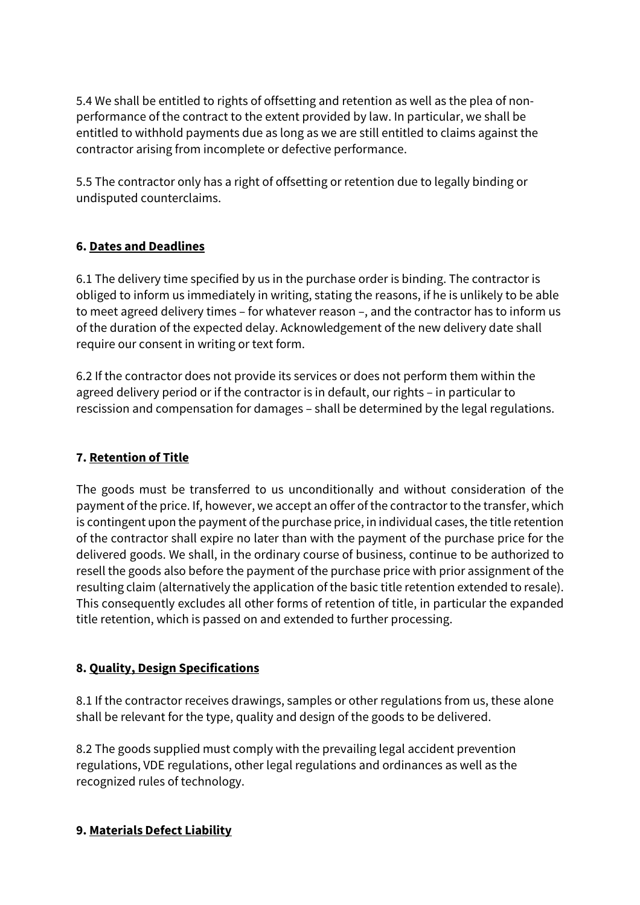5.4 We shall be entitled to rights of offsetting and retention as well as the plea of non-performance of the contract to the extent provided by law. In particular, we shall be entitled to withhold payments due as long as we are still entitled to claims against the contractor arising from incomplete or defective performance.

5.5 The contractor only has a right of offsetting or retention due to legally binding or undisputed counterclaims.

### 6. <u>Dates and Deadlines</u>

6.1 The delivery time specified by us in the purchase order is binding. The contractor is obliged to inform us immediately in writing, stating the reasons, if he is unlikely to be able to meet agreed delivery times – for whatever reason –, and the contractor has to inform us of the duration of the expected delay. Acknowledgement of the new delivery date shall require our consent in writing or text form.

6.2 If the contractor does not provide its services or does not perform them within the agreed delivery period or if the contractor is in default, our rights – in particular to rescission and compensation for damages – shall be determined by the legal regulations.

### 7. <u>Retention of Title</u>

The goods must be transferred to us unconditionally and without consideration of the payment of the price. If, however, we accept an offer of the contractor to the transfer, which is contingent upon the payment of the purchase price, in individual cases, the title retention of the contractor shall expire no later than with the payment of the purchase price for the delivered goods. We shall, in the ordinary course of business, continue to be authorized to resell the goods also before the payment of the purchase price with prior assignment of the resulting claim (alternatively the application of the basic title retention extended to resale). This consequently excludes all other forms of retention of title, in particular the expanded title retention, which is passed on and extended to further processing.

### 8. <u>Quality, Design Specifications</u>

8.1 If the contractor receives drawings, samples or other regulations from us, these alone shall be relevant for the type, quality and design of the goods to be delivered.

8.2 The goods supplied must comply with the prevailing legal accident prevention regulations, VDE regulations, other legal regulations and ordinances as well as the recognized rules of technology.

### 9. <u>Materials Defect Liability</u>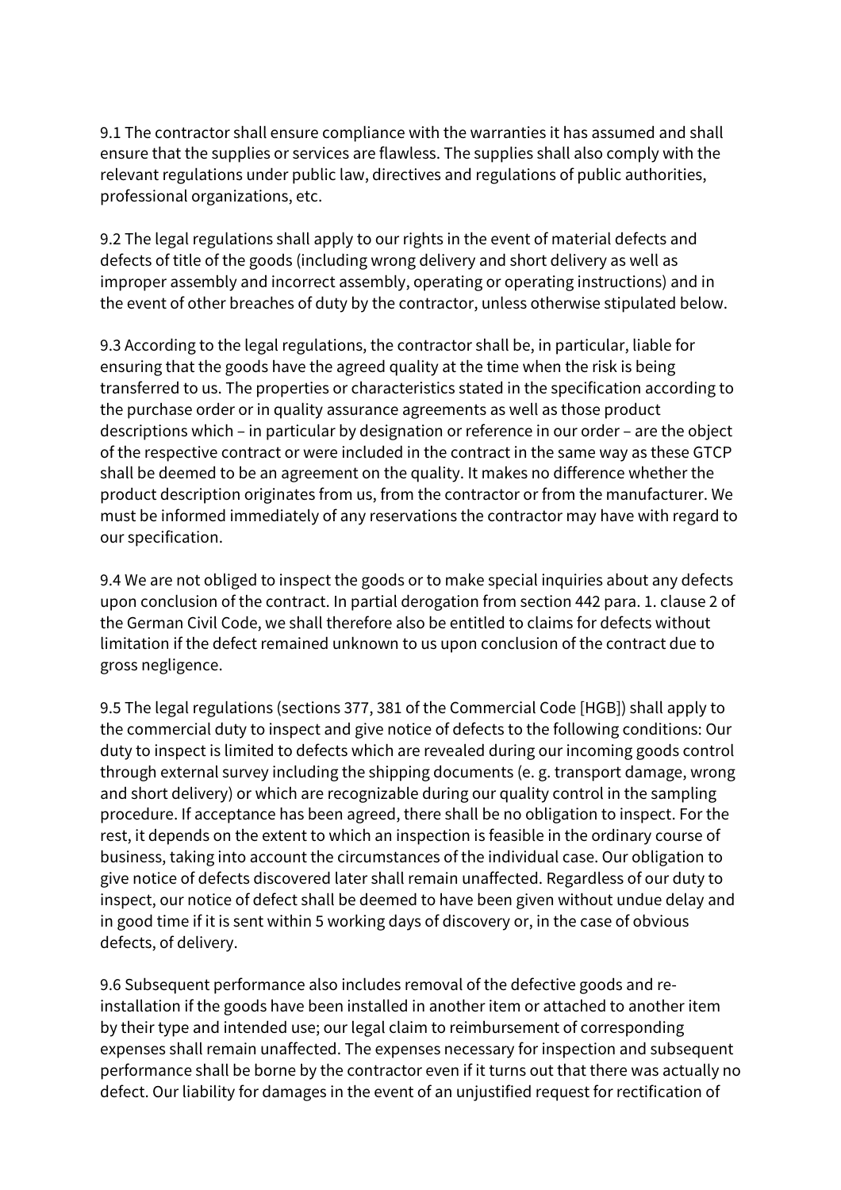9.1 The contractor shall ensure compliance with the warranties it has assumed and shall ensure that the supplies or services are flawless. The supplies shall also comply with the relevant regulations under public law, directives and regulations of public authorities, professional organizations, etc.

9.2 The legal regulations shall apply to our rights in the event of material defects and defects of title of the goods (including wrong delivery and short delivery as well as improper assembly and incorrect assembly, operating or operating instructions) and in the event of other breaches of duty by the contractor, unless otherwise stipulated below.

9.3 According to the legal regulations, the contractor shall be, in particular, liable for ensuring that the goods have the agreed quality at the time when the risk is being transferred to us. The properties or characteristics stated in the specification according to the purchase order or in quality assurance agreements as well as those product descriptions which – in particular by designation or reference in our order – are the object of the respective contract or were included in the contract in the same way as these GTCP shall be deemed to be an agreement on the quality. It makes no difference whether the product description originates from us, from the contractor or from the manufacturer. We must be informed immediately of any reservations the contractor may have with regard to our specification.

9.4 We are not obliged to inspect the goods or to make special inquiries about any defects upon conclusion of the contract. In partial derogation from section 442 para. 1. clause 2 of the German Civil Code, we shall therefore also be entitled to claims for defects without limitation if the defect remained unknown to us upon conclusion of the contract due to gross negligence.

9.5 The legal regulations (sections 377, 381 of the Commercial Code [HGB]) shall apply to the commercial duty to inspect and give notice of defects to the following conditions: Our duty to inspect is limited to defects which are revealed during our incoming goods control through external survey including the shipping documents (e. g. transport damage, wrong and short delivery) or which are recognizable during our quality control in the sampling procedure. If acceptance has been agreed, there shall be no obligation to inspect. For the rest, it depends on the extent to which an inspection is feasible in the ordinary course of business, taking into account the circumstances of the individual case. Our obligation to give notice of defects discovered later shall remain unaffected. Regardless of our duty to inspect, our notice of defect shall be deemed to have been given without undue delay and in good time if it is sent within 5 working days of discovery or, in the case of obvious defects, of delivery.

9.6 Subsequent performance also includes removal of the defective goods and re-installation if the goods have been installed in another item or attached to another item by their type and intended use; our legal claim to reimbursement of corresponding expenses shall remain unaffected. The expenses necessary for inspection and subsequent performance shall be borne by the contractor even if it turns out that there was actually no defect. Our liability for damages in the event of an unjustified request for rectification of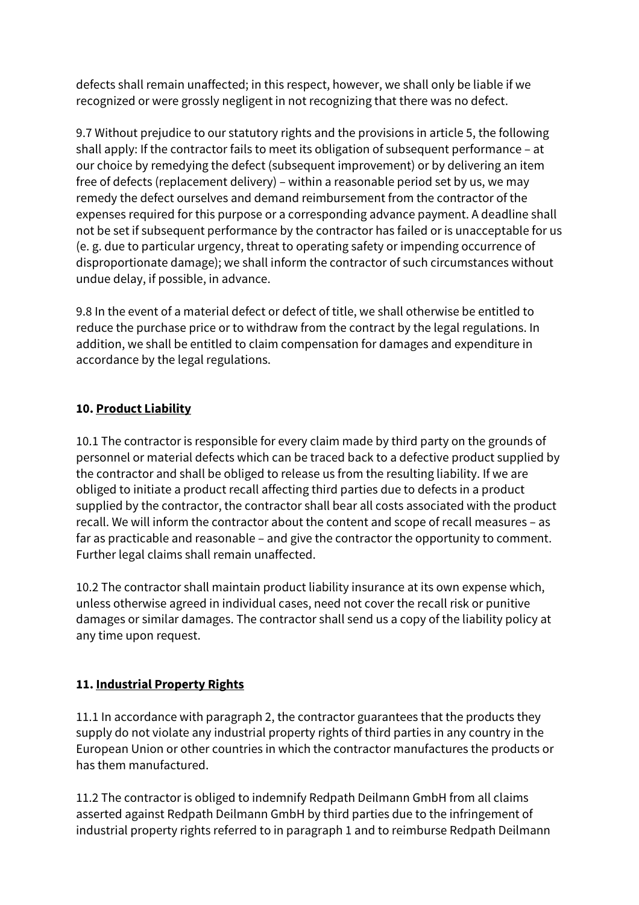defects shall remain unaffected; in this respect, however, we shall only be liable if we recognized or were grossly negligent in not recognizing that there was no defect.

9.7 Without prejudice to our statutory rights and the provisions in article 5, the following shall apply: If the contractor fails to meet its obligation of subsequent performance – at our choice by remedying the defect (subsequent improvement) or by delivering an item free of defects (replacement delivery) – within a reasonable period set by us, we may remedy the defect ourselves and demand reimbursement from the contractor of the expenses required for this purpose or a corresponding advance payment. A deadline shall not be set if subsequent performance by the contractor has failed or is unacceptable for us (e. g. due to particular urgency, threat to operating safety or impending occurrence of disproportionate damage); we shall inform the contractor of such circumstances without undue delay, if possible, in advance.

9.8 In the event of a material defect or defect of title, we shall otherwise be entitled to reduce the purchase price or to withdraw from the contract by the legal regulations. In addition, we shall be entitled to claim compensation for damages and expenditure in accordance by the legal regulations.

## 10. <u>Product Liability</u>

10.1 The contractor is responsible for every claim made by third party on the grounds of personnel or material defects which can be traced back to a defective product supplied by the contractor and shall be obliged to release us from the resulting liability. If we are obliged to initiate a product recall affecting third parties due to defects in a product supplied by the contractor, the contractor shall bear all costs associated with the product recall. We will inform the contractor about the content and scope of recall measures – as far as practicable and reasonable – and give the contractor the opportunity to comment. Further legal claims shall remain unaffected.

10.2 The contractor shall maintain product liability insurance at its own expense which, unless otherwise agreed in individual cases, need not cover the recall risk or punitive damages or similar damages. The contractor shall send us a copy of the liability policy at any time upon request.

## 11. <u>Industrial Property Rights</u>

11.1 In accordance with paragraph 2, the contractor guarantees that the products they supply do not violate any industrial property rights of third parties in any country in the European Union or other countries in which the contractor manufactures the products or has them manufactured.

11.2 The contractor is obliged to indemnify Redpath Deilmann GmbH from all claims asserted against Redpath Deilmann GmbH by third parties due to the infringement of industrial property rights referred to in paragraph 1 and to reimburse Redpath Deilmann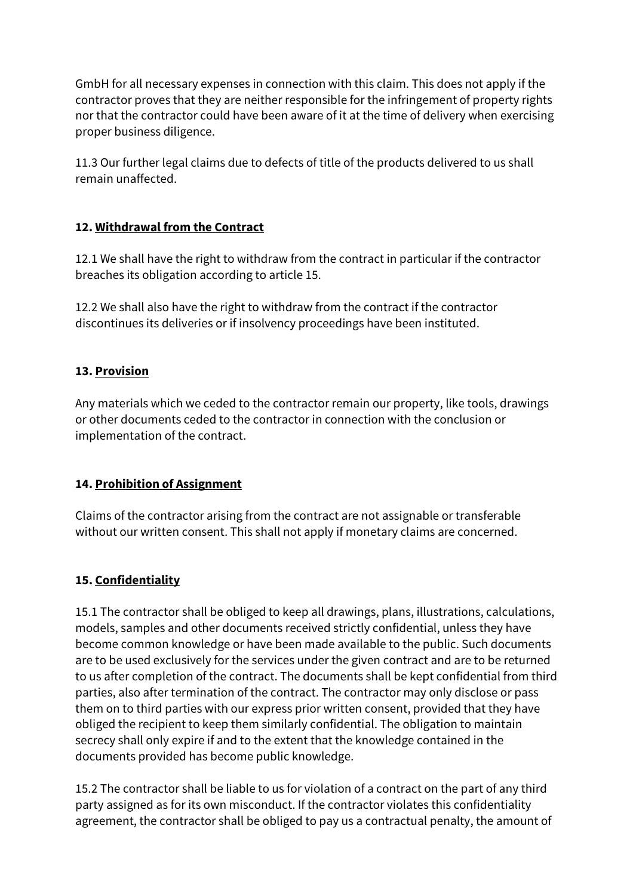GmbH for all necessary expenses in connection with this claim. This does not apply if the contractor proves that they are neither responsible for the infringement of property rights nor that the contractor could have been aware of it at the time of delivery when exercising proper business diligence.

11.3 Our further legal claims due to defects of title of the products delivered to us shall remain unaffected.

## 12. Withdrawal from the Contract

12.1 We shall have the right to withdraw from the contract in particular if the contractor breaches its obligation according to article 15.

12.2 We shall also have the right to withdraw from the contract if the contractor discontinues its deliveries or if insolvency proceedings have been instituted.

## 13. Provision

Any materials which we ceded to the contractor remain our property, like tools, drawings or other documents ceded to the contractor in connection with the conclusion or implementation of the contract.

## 14. Prohibition of Assignment

Claims of the contractor arising from the contract are not assignable or transferable without our written consent. This shall not apply if monetary claims are concerned.

## 15. Confidentiality

15.1 The contractor shall be obliged to keep all drawings, plans, illustrations, calculations, models, samples and other documents received strictly confidential, unless they have become common knowledge or have been made available to the public. Such documents are to be used exclusively for the services under the given contract and are to be returned to us after completion of the contract. The documents shall be kept confidential from third parties, also after termination of the contract. The contractor may only disclose or pass them on to third parties with our express prior written consent, provided that they have obliged the recipient to keep them similarly confidential. The obligation to maintain secrecy shall only expire if and to the extent that the knowledge contained in the documents provided has become public knowledge.

15.2 The contractor shall be liable to us for violation of a contract on the part of any third party assigned as for its own misconduct. If the contractor violates this confidentiality agreement, the contractor shall be obliged to pay us a contractual penalty, the amount of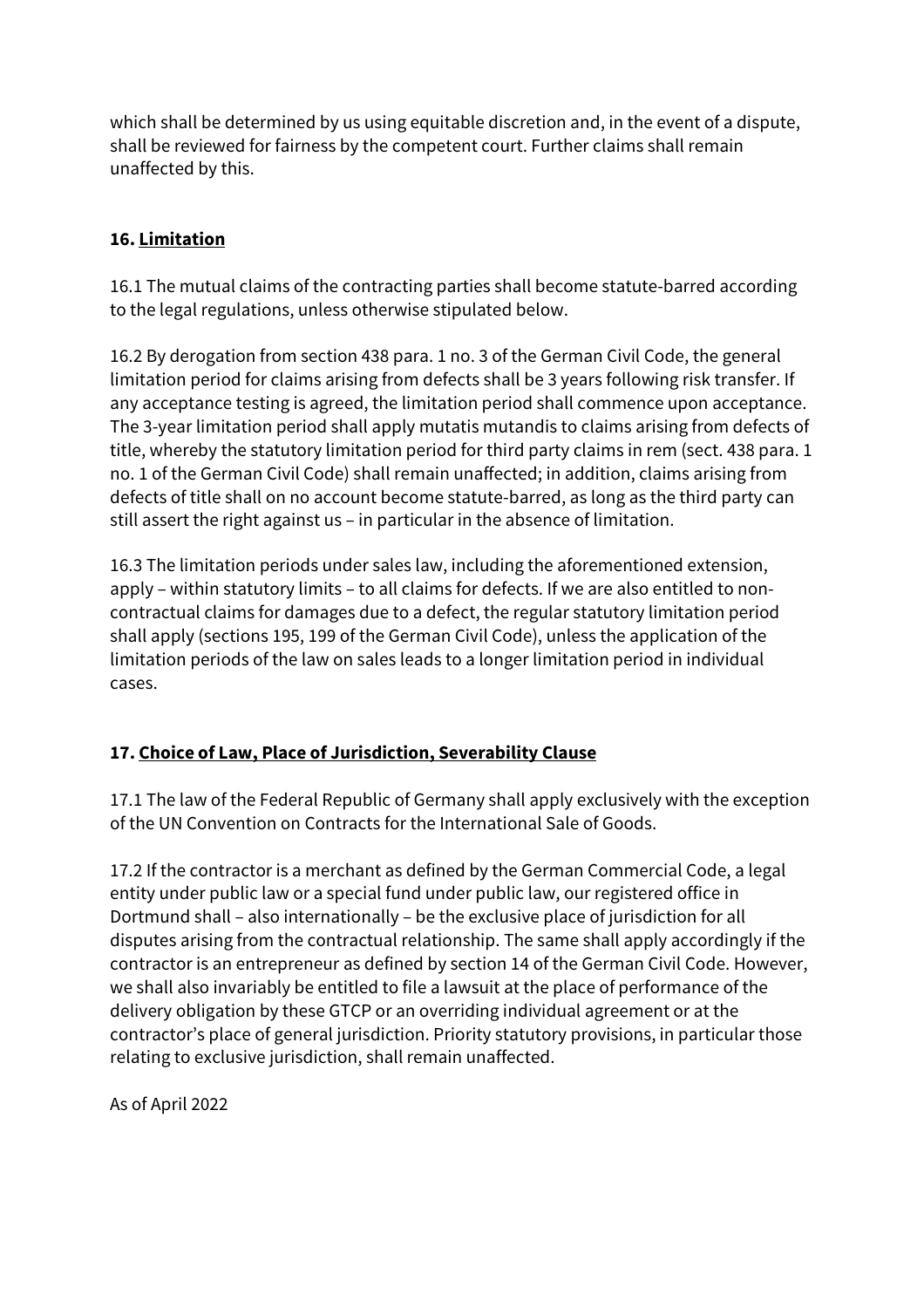which shall be determined by us using equitable discretion and, in the event of a dispute, shall be reviewed for fairness by the competent court. Further claims shall remain unaffected by this.

## 16. Limitation

16.1 The mutual claims of the contracting parties shall become statute-barred according to the legal regulations, unless otherwise stipulated below.

16.2 By derogation from section 438 para. 1 no. 3 of the German Civil Code, the general limitation period for claims arising from defects shall be 3 years following risk transfer. If any acceptance testing is agreed, the limitation period shall commence upon acceptance. The 3-year limitation period shall apply mutatis mutandis to claims arising from defects of title, whereby the statutory limitation period for third party claims in rem (sect. 438 para. 1 no. 1 of the German Civil Code) shall remain unaffected; in addition, claims arising from defects of title shall on no account become statute-barred, as long as the third party can still assert the right against us – in particular in the absence of limitation.

16.3 The limitation periods under sales law, including the aforementioned extension, apply – within statutory limits – to all claims for defects. If we are also entitled to non-contractual claims for damages due to a defect, the regular statutory limitation period shall apply (sections 195, 199 of the German Civil Code), unless the application of the limitation periods of the law on sales leads to a longer limitation period in individual cases.

## 17. Choice of Law, Place of Jurisdiction, Severability Clause

17.1 The law of the Federal Republic of Germany shall apply exclusively with the exception of the UN Convention on Contracts for the International Sale of Goods.

17.2 If the contractor is a merchant as defined by the German Commercial Code, a legal entity under public law or a special fund under public law, our registered office in Dortmund shall – also internationally – be the exclusive place of jurisdiction for all disputes arising from the contractual relationship. The same shall apply accordingly if the contractor is an entrepreneur as defined by section 14 of the German Civil Code. However, we shall also invariably be entitled to file a lawsuit at the place of performance of the delivery obligation by these GTCP or an overriding individual agreement or at the contractor's place of general jurisdiction. Priority statutory provisions, in particular those relating to exclusive jurisdiction, shall remain unaffected.

As of April 2022